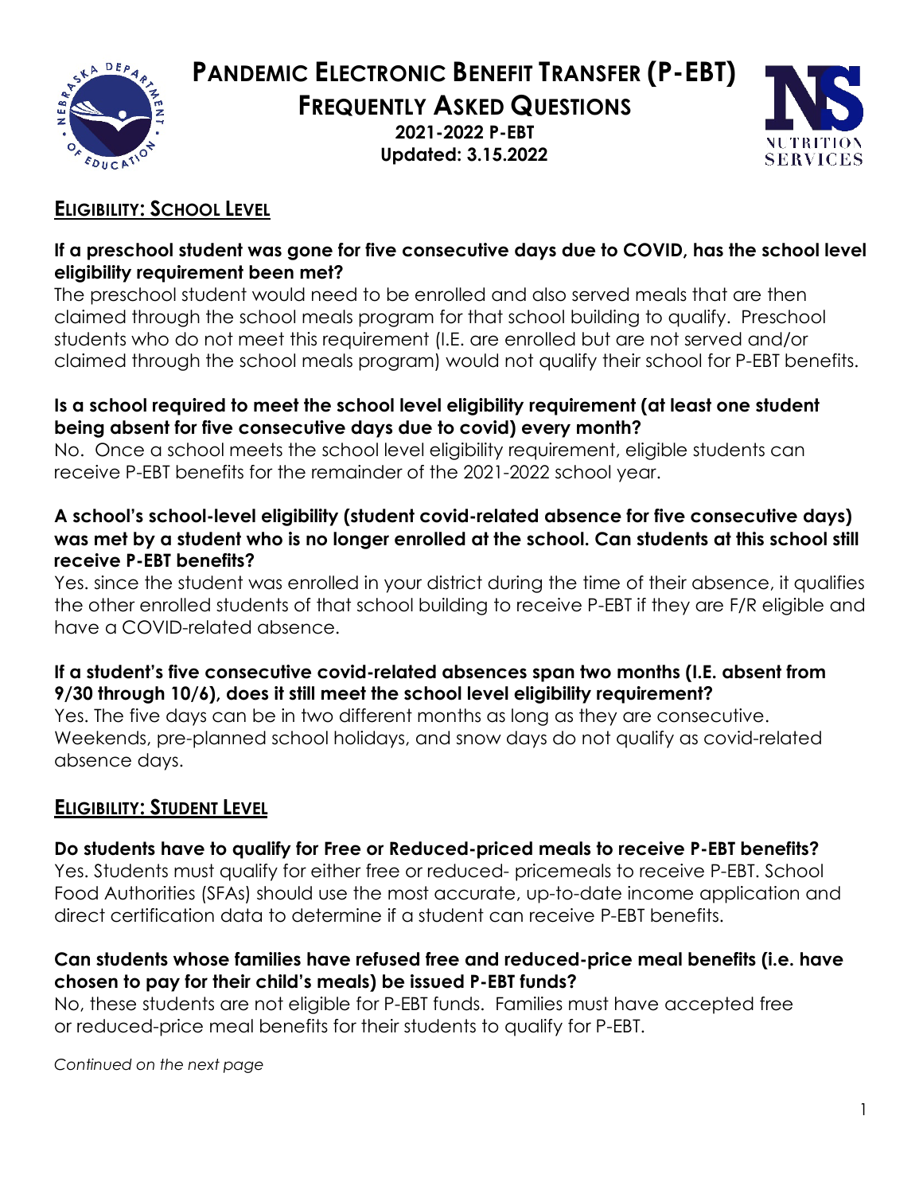# PANDEMIC ELECTRONIC BENEFIT TRANSFER (P-EBT)

## FREQUENTLY ASKED QUESTIONS

**2021-2022 P-EBT**
**Updated: 3.15.2022**

## ELIGIBILITY: SCHOOL LEVEL

**If a preschool student was gone for five consecutive days due to COVID, has the school level eligibility requirement been met?**

The preschool student would need to be enrolled and also served meals that are then claimed through the school meals program for that school building to qualify. Preschool students who do not meet this requirement (I.E. are enrolled but are not served and/or claimed through the school meals program) would not qualify their school for P-EBT benefits.

**Is a school required to meet the school level eligibility requirement (at least one student being absent for five consecutive days due to covid) every month?**

No. Once a school meets the school level eligibility requirement, eligible students can receive P-EBT benefits for the remainder of the 2021-2022 school year.

**A school's school-level eligibility (student covid-related absence for five consecutive days) was met by a student who is no longer enrolled at the school. Can students at this school still receive P-EBT benefits?**

Yes. since the student was enrolled in your district during the time of their absence, it qualifies the other enrolled students of that school building to receive P-EBT if they are F/R eligible and have a COVID-related absence.

**If a student's five consecutive covid-related absences span two months (I.E. absent from 9/30 through 10/6), does it still meet the school level eligibility requirement?**

Yes. The five days can be in two different months as long as they are consecutive. Weekends, pre-planned school holidays, and snow days do not qualify as covid-related absence days.

## ELIGIBILITY: STUDENT LEVEL

**Do students have to qualify for Free or Reduced-priced meals to receive P-EBT benefits?**

Yes. Students must qualify for either free or reduced- pricemeals to receive P-EBT. School Food Authorities (SFAs) should use the most accurate, up-to-date income application and direct certification data to determine if a student can receive P-EBT benefits.

**Can students whose families have refused free and reduced-price meal benefits (i.e. have chosen to pay for their child's meals) be issued P-EBT funds?**

No, these students are not eligible for P-EBT funds. Families must have accepted free or reduced-price meal benefits for their students to qualify for P-EBT.

*Continued on the next page*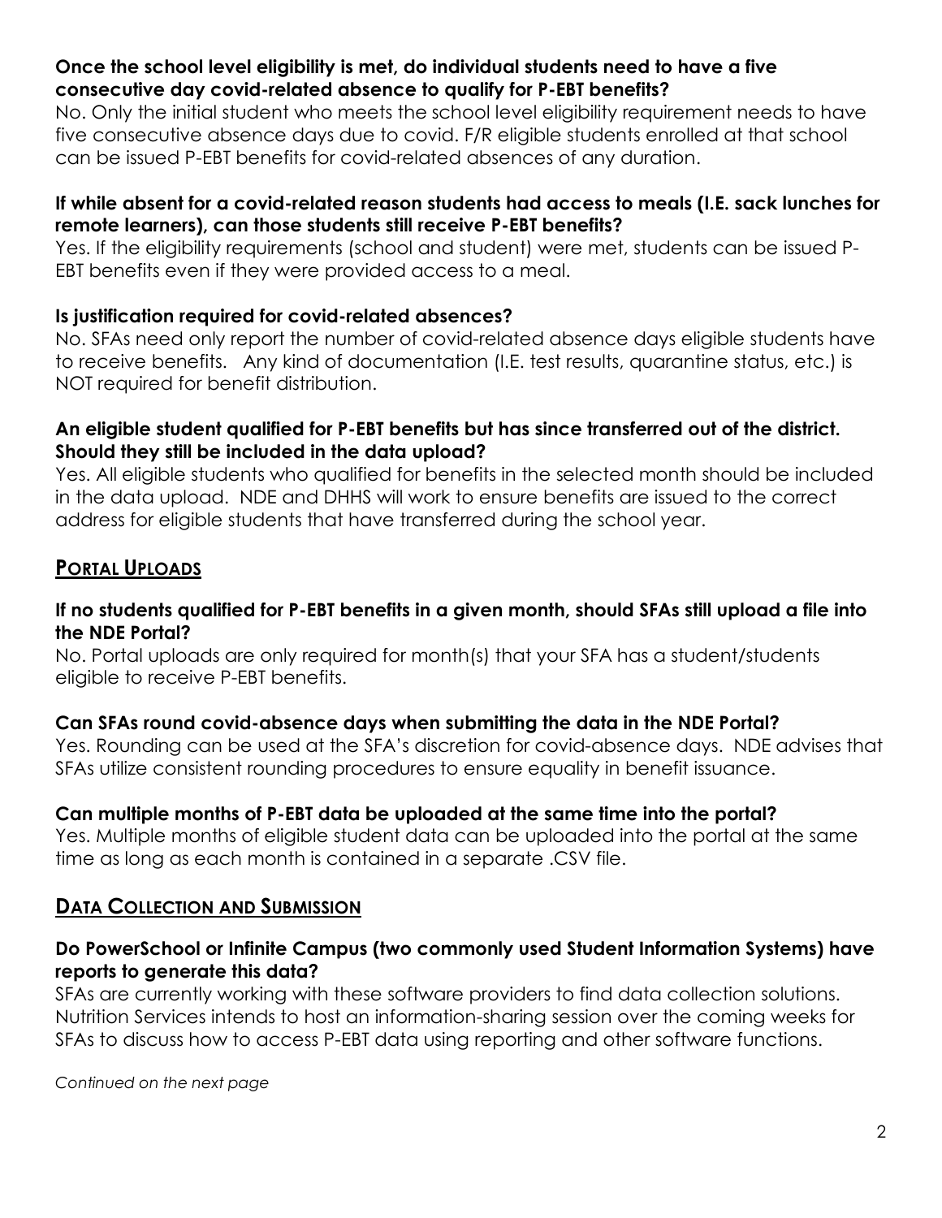**Once the school level eligibility is met, do individual students need to have a five consecutive day covid-related absence to qualify for P-EBT benefits?**

No. Only the initial student who meets the school level eligibility requirement needs to have five consecutive absence days due to covid. F/R eligible students enrolled at that school can be issued P-EBT benefits for covid-related absences of any duration.

**If while absent for a covid-related reason students had access to meals (I.E. sack lunches for remote learners), can those students still receive P-EBT benefits?**

Yes. If the eligibility requirements (school and student) were met, students can be issued P-EBT benefits even if they were provided access to a meal.

**Is justification required for covid-related absences?**

No. SFAs need only report the number of covid-related absence days eligible students have to receive benefits. Any kind of documentation (I.E. test results, quarantine status, etc.) is NOT required for benefit distribution.

**An eligible student qualified for P-EBT benefits but has since transferred out of the district. Should they still be included in the data upload?**

Yes. All eligible students who qualified for benefits in the selected month should be included in the data upload. NDE and DHHS will work to ensure benefits are issued to the correct address for eligible students that have transferred during the school year.

## Portal Uploads

**If no students qualified for P-EBT benefits in a given month, should SFAs still upload a file into the NDE Portal?**

No. Portal uploads are only required for month(s) that your SFA has a student/students eligible to receive P-EBT benefits.

**Can SFAs round covid-absence days when submitting the data in the NDE Portal?**

Yes. Rounding can be used at the SFA's discretion for covid-absence days. NDE advises that SFAs utilize consistent rounding procedures to ensure equality in benefit issuance.

**Can multiple months of P-EBT data be uploaded at the same time into the portal?**

Yes. Multiple months of eligible student data can be uploaded into the portal at the same time as long as each month is contained in a separate .CSV file.

## Data Collection and Submission

**Do PowerSchool or Infinite Campus (two commonly used Student Information Systems) have reports to generate this data?**

SFAs are currently working with these software providers to find data collection solutions. Nutrition Services intends to host an information-sharing session over the coming weeks for SFAs to discuss how to access P-EBT data using reporting and other software functions.

*Continued on the next page*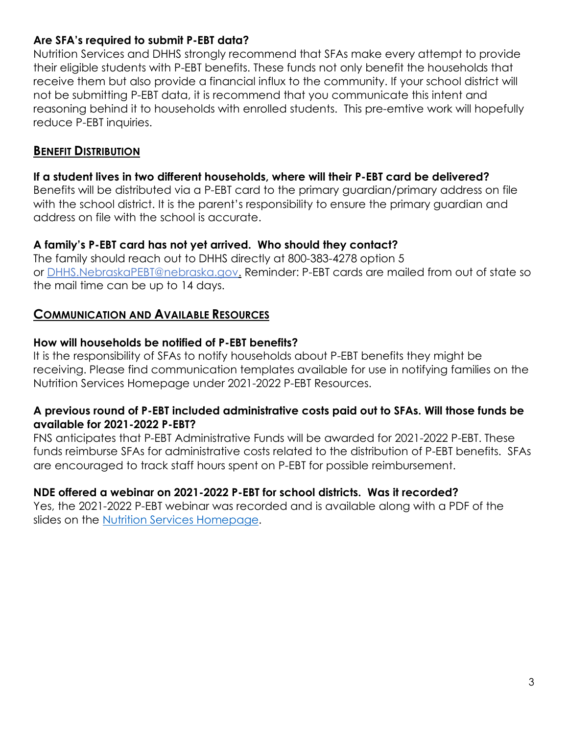**Are SFA's required to submit P-EBT data?**
Nutrition Services and DHHS strongly recommend that SFAs make every attempt to provide their eligible students with P-EBT benefits. These funds not only benefit the households that receive them but also provide a financial influx to the community. If your school district will not be submitting P-EBT data, it is recommend that you communicate this intent and reasoning behind it to households with enrolled students. This pre-emtive work will hopefully reduce P-EBT inquiries.

## BENEFIT DISTRIBUTION

**If a student lives in two different households, where will their P-EBT card be delivered?**
Benefits will be distributed via a P-EBT card to the primary guardian/primary address on file with the school district. It is the parent's responsibility to ensure the primary guardian and address on file with the school is accurate.

**A family's P-EBT card has not yet arrived. Who should they contact?**
The family should reach out to DHHS directly at 800-383-4278 option 5 or DHHS.NebraskaPEBT@nebraska.gov. Reminder: P-EBT cards are mailed from out of state so the mail time can be up to 14 days.

## COMMUNICATION AND AVAILABLE RESOURCES

**How will households be notified of P-EBT benefits?**
It is the responsibility of SFAs to notify households about P-EBT benefits they might be receiving. Please find communication templates available for use in notifying families on the Nutrition Services Homepage under 2021-2022 P-EBT Resources.

**A previous round of P-EBT included administrative costs paid out to SFAs. Will those funds be available for 2021-2022 P-EBT?**
FNS anticipates that P-EBT Administrative Funds will be awarded for 2021-2022 P-EBT. These funds reimburse SFAs for administrative costs related to the distribution of P-EBT benefits. SFAs are encouraged to track staff hours spent on P-EBT for possible reimbursement.

**NDE offered a webinar on 2021-2022 P-EBT for school districts. Was it recorded?**
Yes, the 2021-2022 P-EBT webinar was recorded and is available along with a PDF of the slides on the Nutrition Services Homepage.